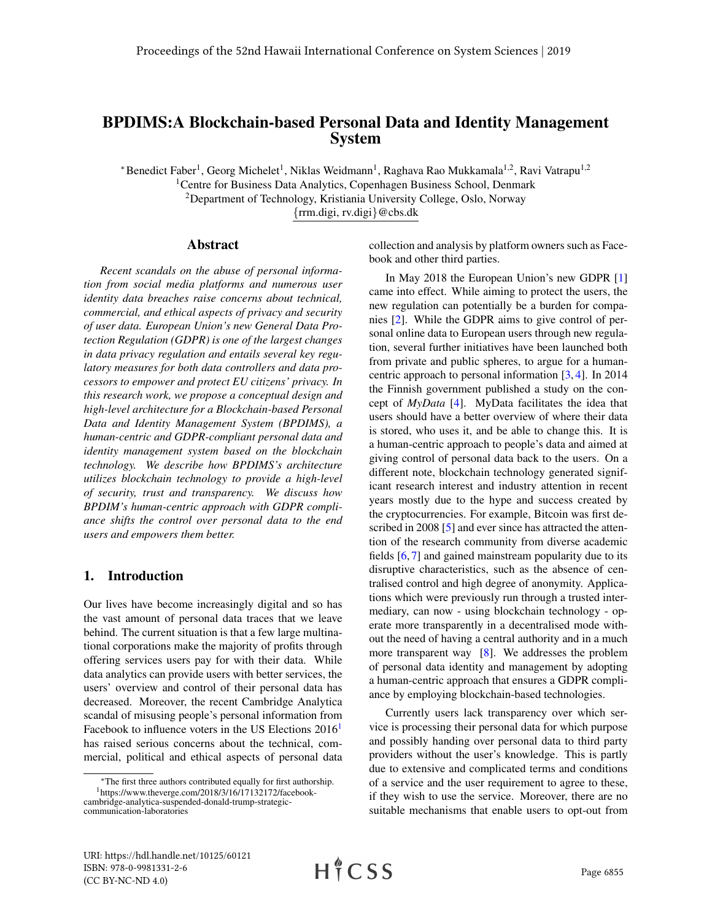# BPDIMS:A Blockchain-based Personal Data and Identity Management System

*Benedict Faber[1], Georg Michelet[1], Niklas Weidmann[1], Raghava Rao Mukkamala[1,2], Ravi Vatrapu[1,2]
[1]Centre for Business Data Analytics, Copenhagen Business School, Denmark
[2]Department of Technology, Kristiania University College, Oslo, Norway
{rrm.digi, rv.digi}@cbs.dk

## Abstract

*Recent scandals on the abuse of personal information from social media platforms and numerous user identity data breaches raise concerns about technical, commercial, and ethical aspects of privacy and security of user data. European Union's new General Data Protection Regulation (GDPR) is one of the largest changes in data privacy regulation and entails several key regulatory measures for both data controllers and data processors to empower and protect EU citizens' privacy. In this research work, we propose a conceptual design and high-level architecture for a Blockchain-based Personal Data and Identity Management System (BPDIMS), a human-centric and GDPR-compliant personal data and identity management system based on the blockchain technology. We describe how BPDIMS's architecture utilizes blockchain technology to provide a high-level of security, trust and transparency. We discuss how BPDIM's human-centric approach with GDPR compliance shifts the control over personal data to the end users and empowers them better.*

## 1. Introduction

Our lives have become increasingly digital and so has the vast amount of personal data traces that we leave behind. The current situation is that a few large multinational corporations make the majority of profits through offering services users pay for with their data. While data analytics can provide users with better services, the users' overview and control of their personal data has decreased. Moreover, the recent Cambridge Analytica scandal of misusing people's personal information from Facebook to influence voters in the US Elections 2016[1] has raised serious concerns about the technical, commercial, political and ethical aspects of personal data collection and analysis by platform owners such as Facebook and other third parties.

In May 2018 the European Union's new GDPR [1] came into effect. While aiming to protect the users, the new regulation can potentially be a burden for companies [2]. While the GDPR aims to give control of personal online data to European users through new regulation, several further initiatives have been launched both from private and public spheres, to argue for a human-centric approach to personal information [3, 4]. In 2014 the Finnish government published a study on the concept of *MyData* [4]. MyData facilitates the idea that users should have a better overview of where their data is stored, who uses it, and be able to change this. It is a human-centric approach to people's data and aimed at giving control of personal data back to the users. On a different note, blockchain technology generated significant research interest and industry attention in recent years mostly due to the hype and success created by the cryptocurrencies. For example, Bitcoin was first described in 2008 [5] and ever since has attracted the attention of the research community from diverse academic fields [6, 7] and gained mainstream popularity due to its disruptive characteristics, such as the absence of centralised control and high degree of anonymity. Applications which were previously run through a trusted intermediary, can now - using blockchain technology - operate more transparently in a decentralised mode without the need of having a central authority and in a much more transparent way [8]. We addresses the problem of personal data identity and management by adopting a human-centric approach that ensures a GDPR compliance by employing blockchain-based technologies.

Currently users lack transparency over which service is processing their personal data for which purpose and possibly handing over personal data to third party providers without the user's knowledge. This is partly due to extensive and complicated terms and conditions of a service and the user requirement to agree to these, if they wish to use the service. Moreover, there are no suitable mechanisms that enable users to opt-out from

*The first three authors contributed equally for first authorship.
[1]https://www.theverge.com/2018/3/16/17132172/facebook-cambridge-analytica-suspended-donald-trump-strategic-communication-laboratories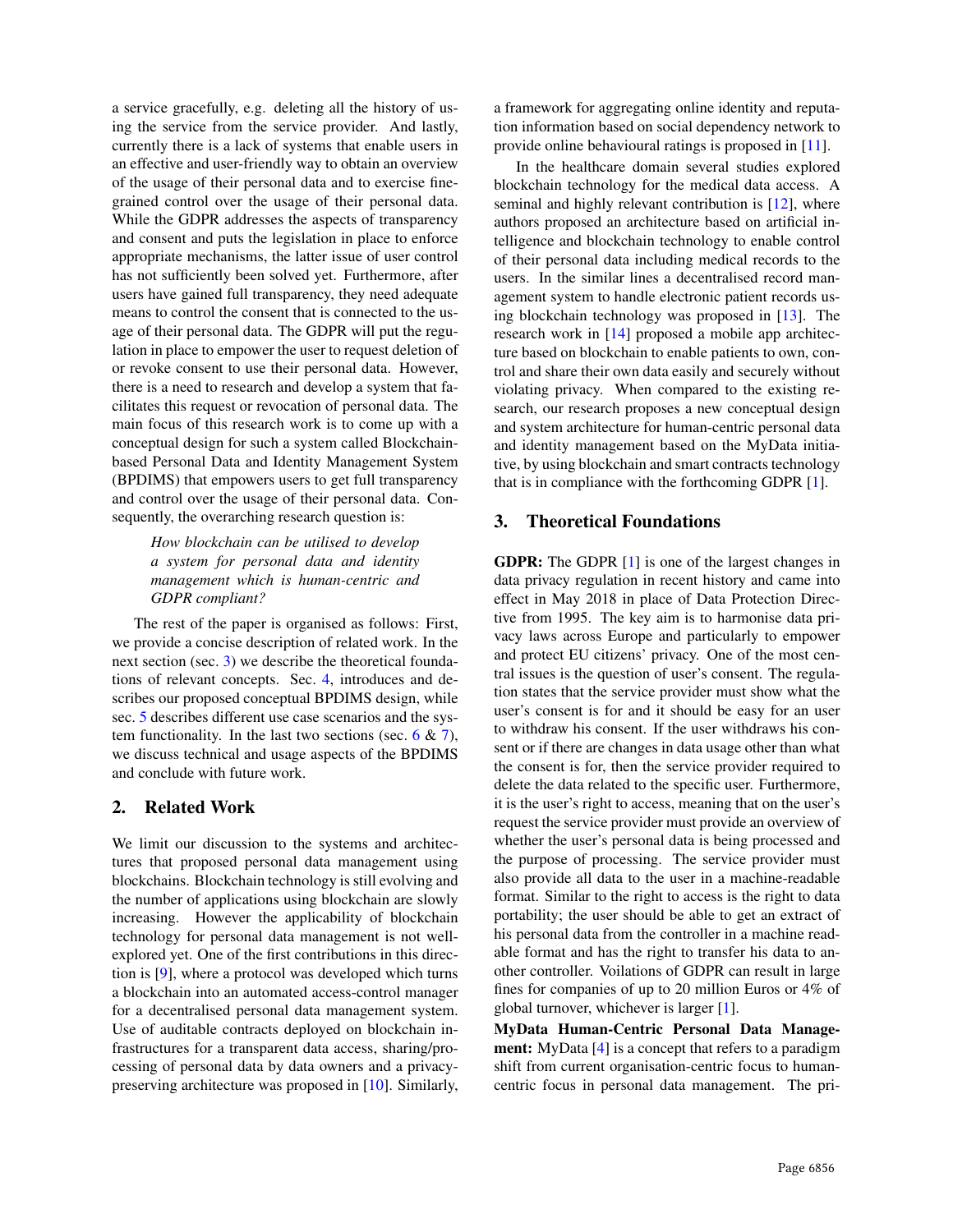a service gracefully, e.g. deleting all the history of using the service from the service provider. And lastly, currently there is a lack of systems that enable users in an effective and user-friendly way to obtain an overview of the usage of their personal data and to exercise fine-grained control over the usage of their personal data. While the GDPR addresses the aspects of transparency and consent and puts the legislation in place to enforce appropriate mechanisms, the latter issue of user control has not sufficiently been solved yet. Furthermore, after users have gained full transparency, they need adequate means to control the consent that is connected to the usage of their personal data. The GDPR will put the regulation in place to empower the user to request deletion of or revoke consent to use their personal data. However, there is a need to research and develop a system that facilitates this request or revocation of personal data. The main focus of this research work is to come up with a conceptual design for such a system called Blockchain-based Personal Data and Identity Management System (BPDIMS) that empowers users to get full transparency and control over the usage of their personal data. Consequently, the overarching research question is:

> *How blockchain can be utilised to develop a system for personal data and identity management which is human-centric and GDPR compliant?*

The rest of the paper is organised as follows: First, we provide a concise description of related work. In the next section (sec. 3) we describe the theoretical foundations of relevant concepts. Sec. 4, introduces and describes our proposed conceptual BPDIMS design, while sec. 5 describes different use case scenarios and the system functionality. In the last two sections (sec. 6 & 7), we discuss technical and usage aspects of the BPDIMS and conclude with future work.

## 2. Related Work

We limit our discussion to the systems and architectures that proposed personal data management using blockchains. Blockchain technology is still evolving and the number of applications using blockchain are slowly increasing. However the applicability of blockchain technology for personal data management is not well-explored yet. One of the first contributions in this direction is [9], where a protocol was developed which turns a blockchain into an automated access-control manager for a decentralised personal data management system. Use of auditable contracts deployed on blockchain infrastructures for a transparent data access, sharing/processing of personal data by data owners and a privacy-preserving architecture was proposed in [10]. Similarly, a framework for aggregating online identity and reputation information based on social dependency network to provide online behavioural ratings is proposed in [11].

In the healthcare domain several studies explored blockchain technology for the medical data access. A seminal and highly relevant contribution is [12], where authors proposed an architecture based on artificial intelligence and blockchain technology to enable control of their personal data including medical records to the users. In the similar lines a decentralised record management system to handle electronic patient records using blockchain technology was proposed in [13]. The research work in [14] proposed a mobile app architecture based on blockchain to enable patients to own, control and share their own data easily and securely without violating privacy. When compared to the existing research, our research proposes a new conceptual design and system architecture for human-centric personal data and identity management based on the MyData initiative, by using blockchain and smart contracts technology that is in compliance with the forthcoming GDPR [1].

## 3. Theoretical Foundations

**GDPR:** The GDPR [1] is one of the largest changes in data privacy regulation in recent history and came into effect in May 2018 in place of Data Protection Directive from 1995. The key aim is to harmonise data privacy laws across Europe and particularly to empower and protect EU citizens' privacy. One of the most central issues is the question of user's consent. The regulation states that the service provider must show what the user's consent is for and it should be easy for an user to withdraw his consent. If the user withdraws his consent or if there are changes in data usage other than what the consent is for, then the service provider required to delete the data related to the specific user. Furthermore, it is the user's right to access, meaning that on the user's request the service provider must provide an overview of whether the user's personal data is being processed and the purpose of processing. The service provider must also provide all data to the user in a machine-readable format. Similar to the right to access is the right to data portability; the user should be able to get an extract of his personal data from the controller in a machine readable format and has the right to transfer his data to another controller. Voilations of GDPR can result in large fines for companies of up to 20 million Euros or 4% of global turnover, whichever is larger [1].

**MyData Human-Centric Personal Data Management:** MyData [4] is a concept that refers to a paradigm shift from current organisation-centric focus to human-centric focus in personal data management. The pri-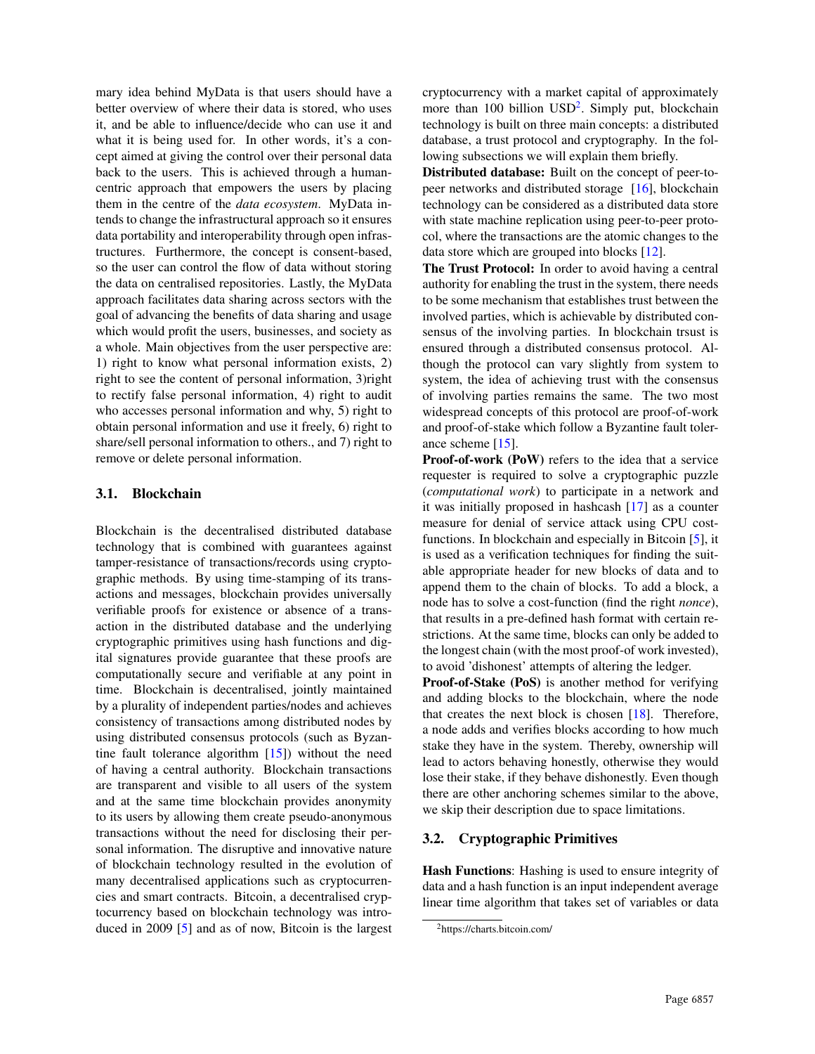mary idea behind MyData is that users should have a better overview of where their data is stored, who uses it, and be able to influence/decide who can use it and what it is being used for. In other words, it's a concept aimed at giving the control over their personal data back to the users. This is achieved through a human-centric approach that empowers the users by placing them in the centre of the *data ecosystem*. MyData intends to change the infrastructural approach so it ensures data portability and interoperability through open infrastructures. Furthermore, the concept is consent-based, so the user can control the flow of data without storing the data on centralised repositories. Lastly, the MyData approach facilitates data sharing across sectors with the goal of advancing the benefits of data sharing and usage which would profit the users, businesses, and society as a whole. Main objectives from the user perspective are: 1) right to know what personal information exists, 2) right to see the content of personal information, 3)right to rectify false personal information, 4) right to audit who accesses personal information and why, 5) right to obtain personal information and use it freely, 6) right to share/sell personal information to others., and 7) right to remove or delete personal information.

## 3.1. Blockchain

Blockchain is the decentralised distributed database technology that is combined with guarantees against tamper-resistance of transactions/records using cryptographic methods. By using time-stamping of its transactions and messages, blockchain provides universally verifiable proofs for existence or absence of a transaction in the distributed database and the underlying cryptographic primitives using hash functions and digital signatures provide guarantee that these proofs are computationally secure and verifiable at any point in time. Blockchain is decentralised, jointly maintained by a plurality of independent parties/nodes and achieves consistency of transactions among distributed nodes by using distributed consensus protocols (such as Byzantine fault tolerance algorithm [15]) without the need of having a central authority. Blockchain transactions are transparent and visible to all users of the system and at the same time blockchain provides anonymity to its users by allowing them create pseudo-anonymous transactions without the need for disclosing their personal information. The disruptive and innovative nature of blockchain technology resulted in the evolution of many decentralised applications such as cryptocurrencies and smart contracts. Bitcoin, a decentralised cryptocurrency based on blockchain technology was introduced in 2009 [5] and as of now, Bitcoin is the largest cryptocurrency with a market capital of approximately more than 100 billion USD[2]. Simply put, blockchain technology is built on three main concepts: a distributed database, a trust protocol and cryptography. In the following subsections we will explain them briefly.

**Distributed database:** Built on the concept of peer-to-peer networks and distributed storage [16], blockchain technology can be considered as a distributed data store with state machine replication using peer-to-peer protocol, where the transactions are the atomic changes to the data store which are grouped into blocks [12].

**The Trust Protocol:** In order to avoid having a central authority for enabling the trust in the system, there needs to be some mechanism that establishes trust between the involved parties, which is achievable by distributed consensus of the involving parties. In blockchain trsust is ensured through a distributed consensus protocol. Although the protocol can vary slightly from system to system, the idea of achieving trust with the consensus of involving parties remains the same. The two most widespread concepts of this protocol are proof-of-work and proof-of-stake which follow a Byzantine fault tolerance scheme [15].

**Proof-of-work (PoW)** refers to the idea that a service requester is required to solve a cryptographic puzzle (*computational work*) to participate in a network and it was initially proposed in hashcash [17] as a counter measure for denial of service attack using CPU cost-functions. In blockchain and especially in Bitcoin [5], it is used as a verification techniques for finding the suitable appropriate header for new blocks of data and to append them to the chain of blocks. To add a block, a node has to solve a cost-function (find the right *nonce*), that results in a pre-defined hash format with certain restrictions. At the same time, blocks can only be added to the longest chain (with the most proof-of work invested), to avoid 'dishonest' attempts of altering the ledger.

**Proof-of-Stake (PoS)** is another method for verifying and adding blocks to the blockchain, where the node that creates the next block is chosen [18]. Therefore, a node adds and verifies blocks according to how much stake they have in the system. Thereby, ownership will lead to actors behaving honestly, otherwise they would lose their stake, if they behave dishonestly. Even though there are other anchoring schemes similar to the above, we skip their description due to space limitations.

## 3.2. Cryptographic Primitives

**Hash Functions**: Hashing is used to ensure integrity of data and a hash function is an input independent average linear time algorithm that takes set of variables or data

[2] https://charts.bitcoin.com/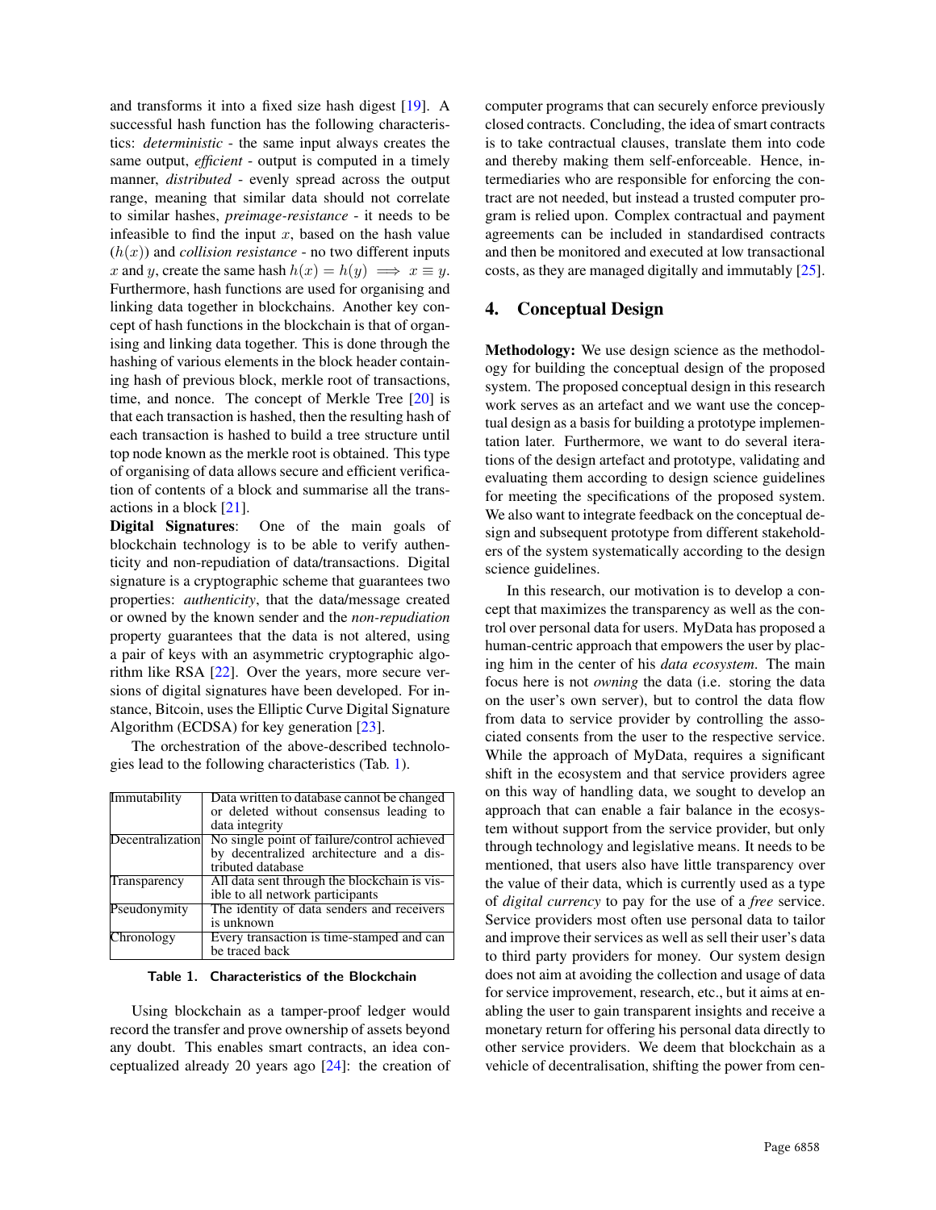and transforms it into a fixed size hash digest [19]. A successful hash function has the following characteristics: *deterministic* - the same input always creates the same output, *efficient* - output is computed in a timely manner, *distributed* - evenly spread across the output range, meaning that similar data should not correlate to similar hashes, *preimage-resistance* - it needs to be infeasible to find the input $x$, based on the hash value ($h(x)$) and *collision resistance* - no two different inputs $x$ and $y$, create the same hash $h(x) = h(y) \implies x \equiv y$. Furthermore, hash functions are used for organising and linking data together in blockchains. Another key concept of hash functions in the blockchain is that of organising and linking data together. This is done through the hashing of various elements in the block header containing hash of previous block, merkle root of transactions, time, and nonce. The concept of Merkle Tree [20] is that each transaction is hashed, then the resulting hash of each transaction is hashed to build a tree structure until top node known as the merkle root is obtained. This type of organising of data allows secure and efficient verification of contents of a block and summarise all the transactions in a block [21].

**Digital Signatures**: One of the main goals of blockchain technology is to be able to verify authenticity and non-repudiation of data/transactions. Digital signature is a cryptographic scheme that guarantees two properties: *authenticity*, that the data/message created or owned by the known sender and the *non-repudiation* property guarantees that the data is not altered, using a pair of keys with an asymmetric cryptographic algorithm like RSA [22]. Over the years, more secure versions of digital signatures have been developed. For instance, Bitcoin, uses the Elliptic Curve Digital Signature Algorithm (ECDSA) for key generation [23].

The orchestration of the above-described technologies lead to the following characteristics (Tab. 1).

| | |
|---|---|
| Immutability | Data written to database cannot be changed or deleted without consensus leading to data integrity |
| Decentralization | No single point of failure/control achieved by decentralized architecture and a distributed database |
| Transparency | All data sent through the blockchain is visible to all network participants |
| Pseudonymity | The identity of data senders and receivers is unknown |
| Chronology | Every transaction is time-stamped and can be traced back |

**Table 1. Characteristics of the Blockchain**

Using blockchain as a tamper-proof ledger would record the transfer and prove ownership of assets beyond any doubt. This enables smart contracts, an idea conceptualized already 20 years ago [24]: the creation of computer programs that can securely enforce previously closed contracts. Concluding, the idea of smart contracts is to take contractual clauses, translate them into code and thereby making them self-enforceable. Hence, intermediaries who are responsible for enforcing the contract are not needed, but instead a trusted computer program is relied upon. Complex contractual and payment agreements can be included in standardised contracts and then be monitored and executed at low transactional costs, as they are managed digitally and immutably [25].

## 4. Conceptual Design

**Methodology:** We use design science as the methodology for building the conceptual design of the proposed system. The proposed conceptual design in this research work serves as an artefact and we want use the conceptual design as a basis for building a prototype implementation later. Furthermore, we want to do several iterations of the design artefact and prototype, validating and evaluating them according to design science guidelines for meeting the specifications of the proposed system. We also want to integrate feedback on the conceptual design and subsequent prototype from different stakeholders of the system systematically according to the design science guidelines.

In this research, our motivation is to develop a concept that maximizes the transparency as well as the control over personal data for users. MyData has proposed a human-centric approach that empowers the user by placing him in the center of his *data ecosystem*. The main focus here is not *owning* the data (i.e. storing the data on the user's own server), but to control the data flow from data to service provider by controlling the associated consents from the user to the respective service. While the approach of MyData, requires a significant shift in the ecosystem and that service providers agree on this way of handling data, we sought to develop an approach that can enable a fair balance in the ecosystem without support from the service provider, but only through technology and legislative means. It needs to be mentioned, that users also have little transparency over the value of their data, which is currently used as a type of *digital currency* to pay for the use of a *free* service. Service providers most often use personal data to tailor and improve their services as well as sell their user's data to third party providers for money. Our system design does not aim at avoiding the collection and usage of data for service improvement, research, etc., but it aims at enabling the user to gain transparent insights and receive a monetary return for offering his personal data directly to other service providers. We deem that blockchain as a vehicle of decentralisation, shifting the power from cen-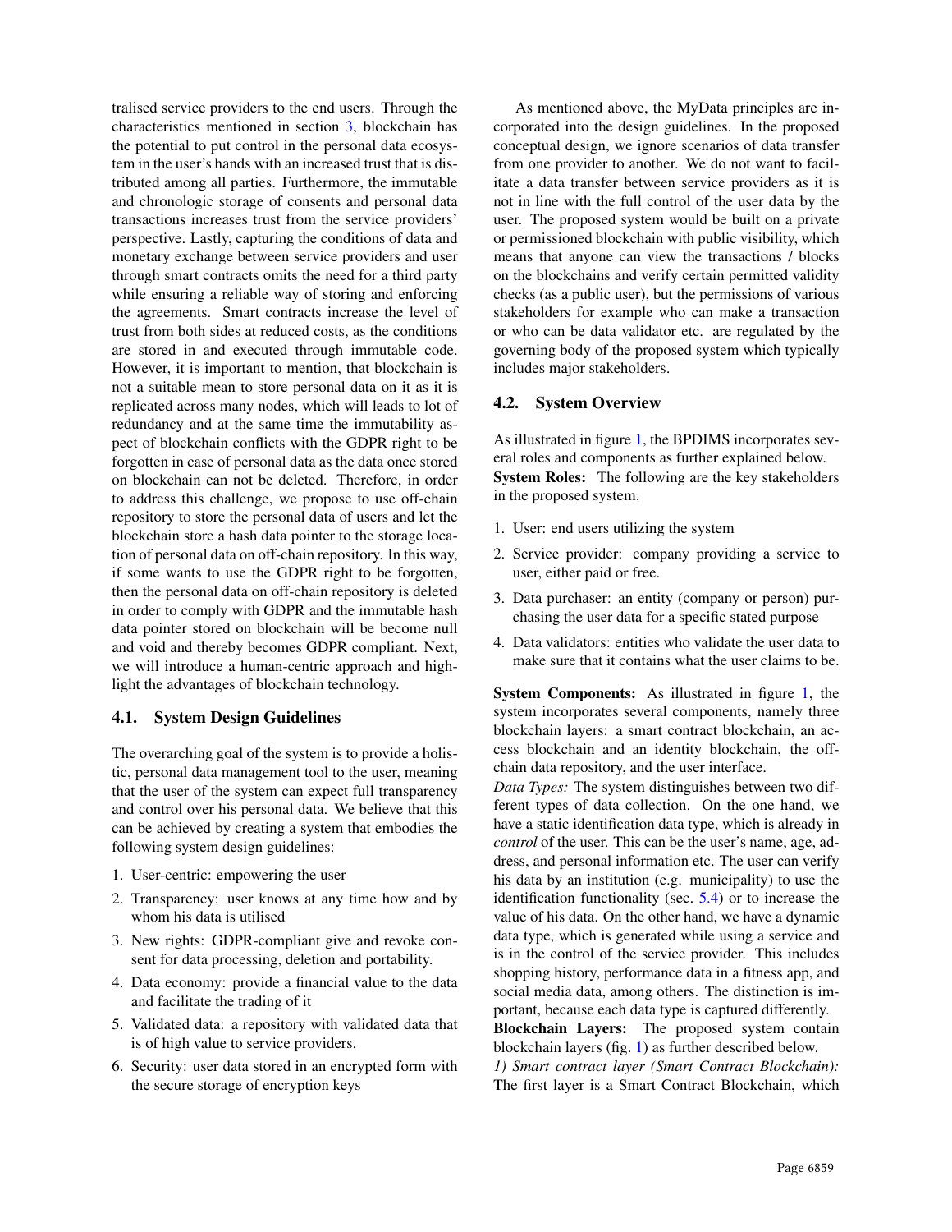tralised service providers to the end users. Through the characteristics mentioned in section 3, blockchain has the potential to put control in the personal data ecosystem in the user's hands with an increased trust that is distributed among all parties. Furthermore, the immutable and chronologic storage of consents and personal data transactions increases trust from the service providers' perspective. Lastly, capturing the conditions of data and monetary exchange between service providers and user through smart contracts omits the need for a third party while ensuring a reliable way of storing and enforcing the agreements. Smart contracts increase the level of trust from both sides at reduced costs, as the conditions are stored in and executed through immutable code. However, it is important to mention, that blockchain is not a suitable mean to store personal data on it as it is replicated across many nodes, which will leads to lot of redundancy and at the same time the immutability aspect of blockchain conflicts with the GDPR right to be forgotten in case of personal data as the data once stored on blockchain can not be deleted. Therefore, in order to address this challenge, we propose to use off-chain repository to store the personal data of users and let the blockchain store a hash data pointer to the storage location of personal data on off-chain repository. In this way, if some wants to use the GDPR right to be forgotten, then the personal data on off-chain repository is deleted in order to comply with GDPR and the immutable hash data pointer stored on blockchain will be become null and void and thereby becomes GDPR compliant. Next, we will introduce a human-centric approach and highlight the advantages of blockchain technology.

### 4.1. System Design Guidelines

The overarching goal of the system is to provide a holistic, personal data management tool to the user, meaning that the user of the system can expect full transparency and control over his personal data. We believe that this can be achieved by creating a system that embodies the following system design guidelines:

1. User-centric: empowering the user
2. Transparency: user knows at any time how and by whom his data is utilised
3. New rights: GDPR-compliant give and revoke consent for data processing, deletion and portability.
4. Data economy: provide a financial value to the data and facilitate the trading of it
5. Validated data: a repository with validated data that is of high value to service providers.
6. Security: user data stored in an encrypted form with the secure storage of encryption keys

As mentioned above, the MyData principles are incorporated into the design guidelines. In the proposed conceptual design, we ignore scenarios of data transfer from one provider to another. We do not want to facilitate a data transfer between service providers as it is not in line with the full control of the user data by the user. The proposed system would be built on a private or permissioned blockchain with public visibility, which means that anyone can view the transactions / blocks on the blockchains and verify certain permitted validity checks (as a public user), but the permissions of various stakeholders for example who can make a transaction or who can be data validator etc. are regulated by the governing body of the proposed system which typically includes major stakeholders.

### 4.2. System Overview

As illustrated in figure 1, the BPDIMS incorporates several roles and components as further explained below.

**System Roles:** The following are the key stakeholders in the proposed system.

1. User: end users utilizing the system
2. Service provider: company providing a service to user, either paid or free.
3. Data purchaser: an entity (company or person) purchasing the user data for a specific stated purpose
4. Data validators: entities who validate the user data to make sure that it contains what the user claims to be.

**System Components:** As illustrated in figure 1, the system incorporates several components, namely three blockchain layers: a smart contract blockchain, an access blockchain and an identity blockchain, the off-chain data repository, and the user interface.

*Data Types:* The system distinguishes between two different types of data collection. On the one hand, we have a static identification data type, which is already in *control* of the user. This can be the user's name, age, adress, and personal information etc. The user can verify his data by an institution (e.g. municipality) to use the identification functionality (sec. 5.4) or to increase the value of his data. On the other hand, we have a dynamic data type, which is generated while using a service and is in the control of the service provider. This includes shopping history, performance data in a fitness app, and social media data, among others. The distinction is important, because each data type is captured differently.

**Blockchain Layers:** The proposed system contain blockchain layers (fig. 1) as further described below.

*1) Smart contract layer (Smart Contract Blockchain):* The first layer is a Smart Contract Blockchain, which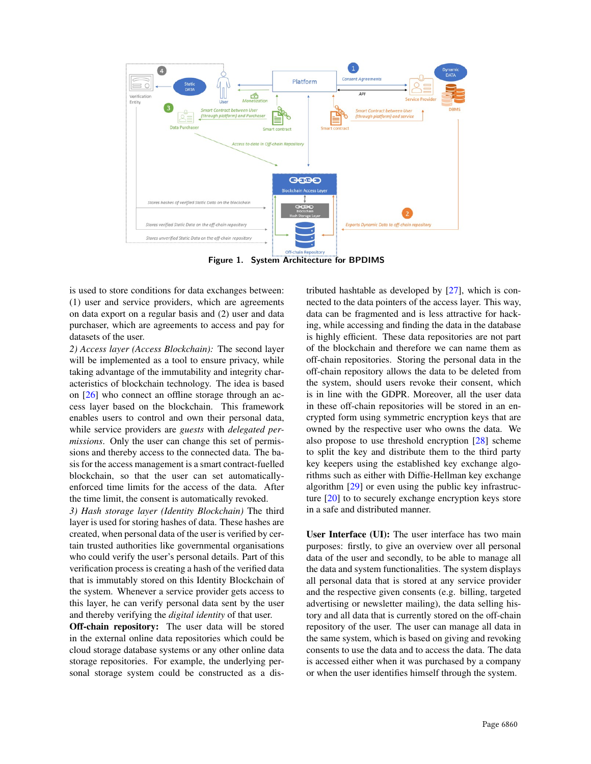**Figure 1. System Architecture for BPDIMS**

is used to store conditions for data exchanges between: (1) user and service providers, which are agreements on data export on a regular basis and (2) user and data purchaser, which are agreements to access and pay for datasets of the user.

*2) Access layer (Access Blockchain):* The second layer will be implemented as a tool to ensure privacy, while taking advantage of the immutability and integrity characteristics of blockchain technology. The idea is based on [26] who connect an offline storage through an access layer based on the blockchain. This framework enables users to control and own their personal data, while service providers are *guests* with *delegated permissions*. Only the user can change this set of permissions and thereby access to the connected data. The basis for the access management is a smart contract-fuelled blockchain, so that the user can set automatically-enforced time limits for the access of the data. After the time limit, the consent is automatically revoked.

*3) Hash storage layer (Identity Blockchain)* The third layer is used for storing hashes of data. These hashes are created, when personal data of the user is verified by certain trusted authorities like governmental organisations who could verify the user's personal details. Part of this verification process is creating a hash of the verified data that is immutably stored on this Identity Blockchain of the system. Whenever a service provider gets access to this layer, he can verify personal data sent by the user and thereby verifying the *digital identity* of that user.

**Off-chain repository:** The user data will be stored in the external online data repositories which could be cloud storage database systems or any other online data storage repositories. For example, the underlying personal storage system could be constructed as a distributed hashtable as developed by [27], which is connected to the data pointers of the access layer. This way, data can be fragmented and is less attractive for hacking, while accessing and finding the data in the database is highly efficient. These data repositories are not part of the blockchain and therefore we can name them as off-chain repositories. Storing the personal data in the off-chain repository allows the data to be deleted from the system, should users revoke their consent, which is in line with the GDPR. Moreover, all the user data in these off-chain repositories will be stored in an encrypted form using symmetric encryption keys that are owned by the respective user who owns the data. We also propose to use threshold encryption [28] scheme to split the key and distribute them to the third party key keepers using the established key exchange algorithms such as either with Diffie-Hellman key exchange algorithm [29] or even using the public key infrastructure [20] to to securely exchange encryption keys store in a safe and distributed manner.

**User Interface (UI):** The user interface has two main purposes: firstly, to give an overview over all personal data of the user and secondly, to be able to manage all the data and system functionalities. The system displays all personal data that is stored at any service provider and the respective given consents (e.g. billing, targeted advertising or newsletter mailing), the data selling history and all data that is currently stored on the off-chain repository of the user. The user can manage all data in the same system, which is based on giving and revoking consents to use the data and to access the data. The data is accessed either when it was purchased by a company or when the user identifies himself through the system.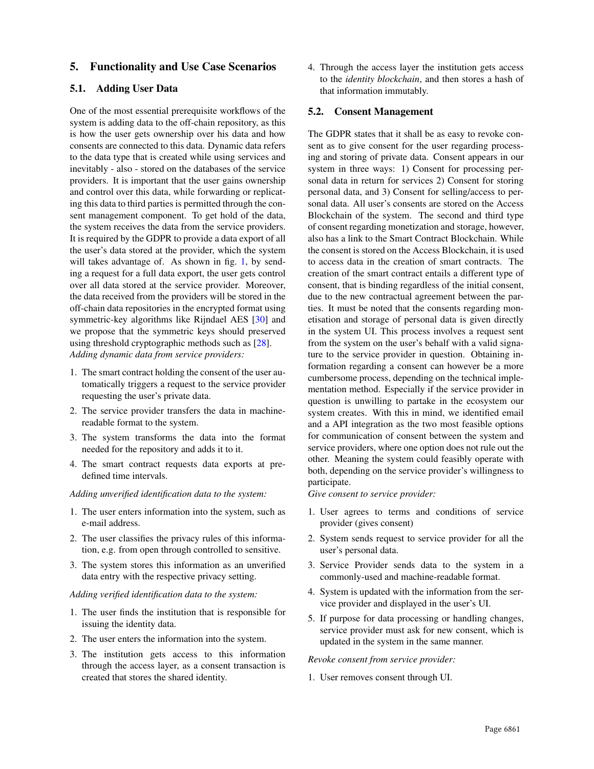## 5. Functionality and Use Case Scenarios

### 5.1. Adding User Data

One of the most essential prerequisite workflows of the system is adding data to the off-chain repository, as this is how the user gets ownership over his data and how consents are connected to this data. Dynamic data refers to the data type that is created while using services and inevitably - also - stored on the databases of the service providers. It is important that the user gains ownership and control over this data, while forwarding or replicating this data to third parties is permitted through the consent management component. To get hold of the data, the system receives the data from the service providers. It is required by the GDPR to provide a data export of all the user's data stored at the provider, which the system will takes advantage of. As shown in fig. 1, by sending a request for a full data export, the user gets control over all data stored at the service provider. Moreover, the data received from the providers will be stored in the off-chain data repositories in the encrypted format using symmetric-key algorithms like Rijndael AES [30] and we propose that the symmetric keys should preserved using threshold cryptographic methods such as [28].

*Adding dynamic data from service providers:*

1. The smart contract holding the consent of the user automatically triggers a request to the service provider requesting the user's private data.
2. The service provider transfers the data in machine-readable format to the system.
3. The system transforms the data into the format needed for the repository and adds it to it.
4. The smart contract requests data exports at pre-defined time intervals.

*Adding unverified identification data to the system:*

1. The user enters information into the system, such as e-mail address.
2. The user classifies the privacy rules of this information, e.g. from open through controlled to sensitive.
3. The system stores this information as an unverified data entry with the respective privacy setting.

*Adding verified identification data to the system:*

1. The user finds the institution that is responsible for issuing the identity data.
2. The user enters the information into the system.
3. The institution gets access to this information through the access layer, as a consent transaction is created that stores the shared identity.
4. Through the access layer the institution gets access to the *identity blockchain*, and then stores a hash of that information immutably.

### 5.2. Consent Management

The GDPR states that it shall be as easy to revoke consent as to give consent for the user regarding processing and storing of private data. Consent appears in our system in three ways: 1) Consent for processing personal data in return for services 2) Consent for storing personal data, and 3) Consent for selling/access to personal data. All user's consents are stored on the Access Blockchain of the system. The second and third type of consent regarding monetization and storage, however, also has a link to the Smart Contract Blockchain. While the consent is stored on the Access Blockchain, it is used to access data in the creation of smart contracts. The creation of the smart contract entails a different type of consent, that is binding regardless of the initial consent, due to the new contractual agreement between the parties. It must be noted that the consents regarding monetisation and storage of personal data is given directly in the system UI. This process involves a request sent from the system on the user's behalf with a valid signature to the service provider in question. Obtaining information regarding a consent can however be a more cumbersome process, depending on the technical implementation method. Especially if the service provider in question is unwilling to partake in the ecosystem our system creates. With this in mind, we identified email and a API integration as the two most feasible options for communication of consent between the system and service providers, where one option does not rule out the other. Meaning the system could feasibly operate with both, depending on the service provider's willingness to participate.

*Give consent to service provider:*

1. User agrees to terms and conditions of service provider (gives consent)
2. System sends request to service provider for all the user's personal data.
3. Service Provider sends data to the system in a commonly-used and machine-readable format.
4. System is updated with the information from the service provider and displayed in the user's UI.
5. If purpose for data processing or handling changes, service provider must ask for new consent, which is updated in the system in the same manner.

*Revoke consent from service provider:*

1. User removes consent through UI.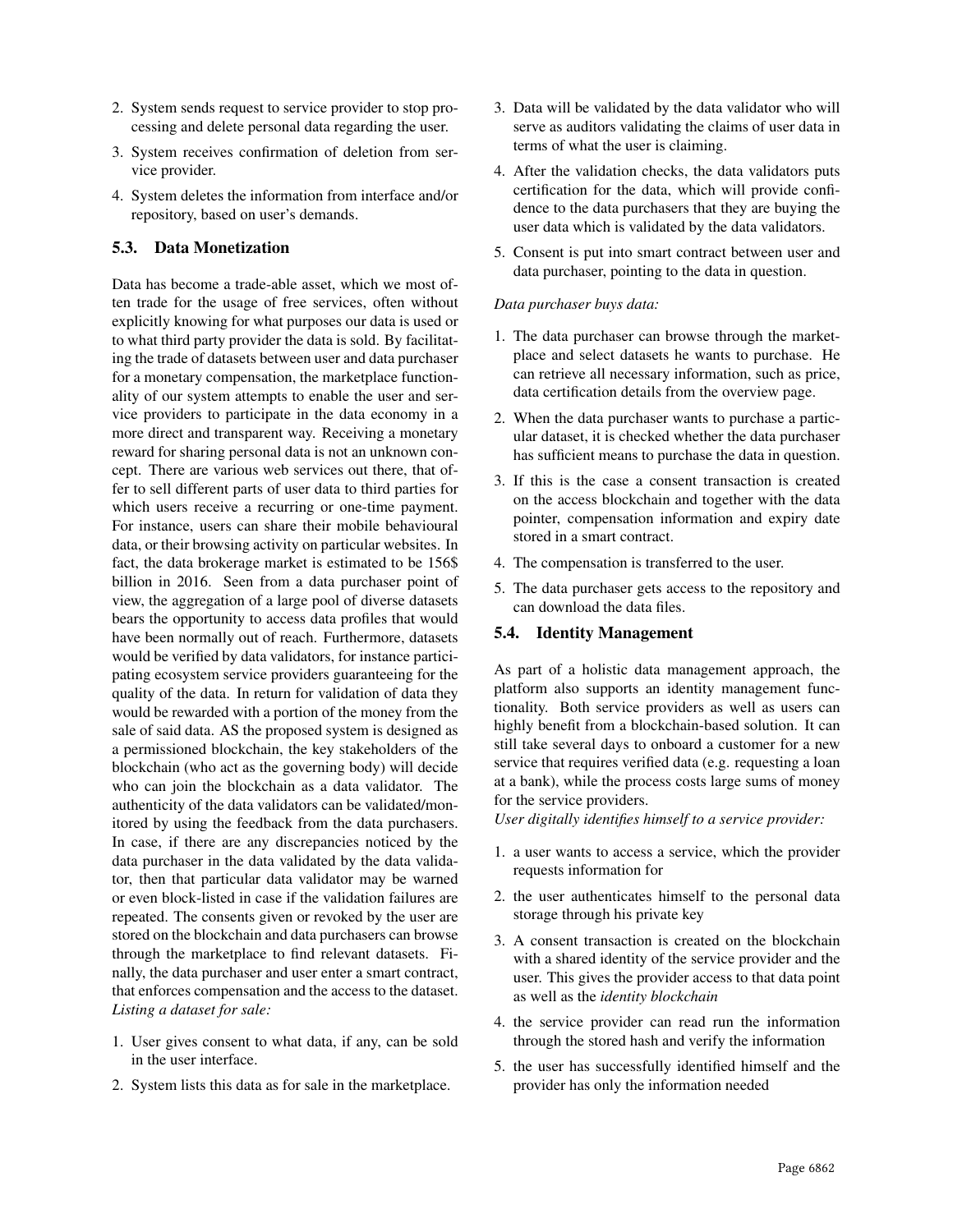2. System sends request to service provider to stop processing and delete personal data regarding the user.
3. System receives confirmation of deletion from service provider.
4. System deletes the information from interface and/or repository, based on user's demands.

### 5.3. Data Monetization

Data has become a trade-able asset, which we most often trade for the usage of free services, often without explicitly knowing for what purposes our data is used or to what third party provider the data is sold. By facilitating the trade of datasets between user and data purchaser for a monetary compensation, the marketplace functionality of our system attempts to enable the user and service providers to participate in the data economy in a more direct and transparent way. Receiving a monetary reward for sharing personal data is not an unknown concept. There are various web services out there, that offer to sell different parts of user data to third parties for which users receive a recurring or one-time payment. For instance, users can share their mobile behavioural data, or their browsing activity on particular websites. In fact, the data brokerage market is estimated to be 156$ billion in 2016. Seen from a data purchaser point of view, the aggregation of a large pool of diverse datasets bears the opportunity to access data profiles that would have been normally out of reach. Furthermore, datasets would be verified by data validators, for instance participating ecosystem service providers guaranteeing for the quality of the data. In return for validation of data they would be rewarded with a portion of the money from the sale of said data. AS the proposed system is designed as a permissioned blockchain, the key stakeholders of the blockchain (who act as the governing body) will decide who can join the blockchain as a data validator. The authenticity of the data validators can be validated/monitored by using the feedback from the data purchasers. In case, if there are any discrepancies noticed by the data purchaser in the data validated by the data validator, then that particular data validator may be warned or even block-listed in case if the validation failures are repeated. The consents given or revoked by the user are stored on the blockchain and data purchasers can browse through the marketplace to find relevant datasets. Finally, the data purchaser and user enter a smart contract, that enforces compensation and the access to the dataset.

*Listing a dataset for sale:*

1. User gives consent to what data, if any, can be sold in the user interface.
2. System lists this data as for sale in the marketplace.
3. Data will be validated by the data validator who will serve as auditors validating the claims of user data in terms of what the user is claiming.
4. After the validation checks, the data validators puts certification for the data, which will provide confidence to the data purchasers that they are buying the user data which is validated by the data validators.
5. Consent is put into smart contract between user and data purchaser, pointing to the data in question.

*Data purchaser buys data:*

1. The data purchaser can browse through the marketplace and select datasets he wants to purchase. He can retrieve all necessary information, such as price, data certification details from the overview page.
2. When the data purchaser wants to purchase a particular dataset, it is checked whether the data purchaser has sufficient means to purchase the data in question.
3. If this is the case a consent transaction is created on the access blockchain and together with the data pointer, compensation information and expiry date stored in a smart contract.
4. The compensation is transferred to the user.
5. The data purchaser gets access to the repository and can download the data files.

### 5.4. Identity Management

As part of a holistic data management approach, the platform also supports an identity management functionality. Both service providers as well as users can highly benefit from a blockchain-based solution. It can still take several days to onboard a customer for a new service that requires verified data (e.g. requesting a loan at a bank), while the process costs large sums of money for the service providers.

*User digitally identifies himself to a service provider:*

1. a user wants to access a service, which the provider requests information for
2. the user authenticates himself to the personal data storage through his private key
3. A consent transaction is created on the blockchain with a shared identity of the service provider and the user. This gives the provider access to that data point as well as the *identity blockchain*
4. the service provider can read run the information through the stored hash and verify the information
5. the user has successfully identified himself and the provider has only the information needed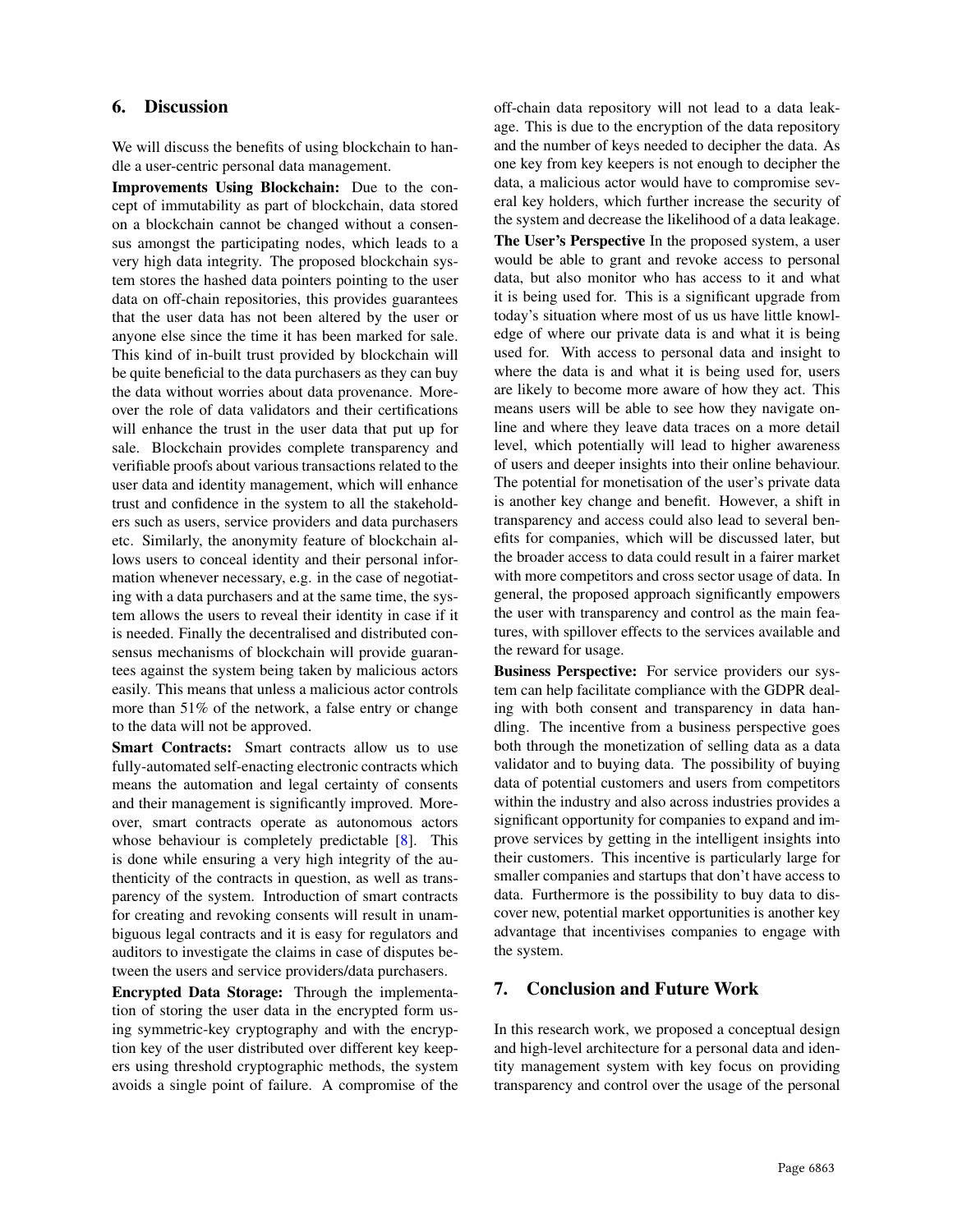## 6. Discussion

We will discuss the benefits of using blockchain to handle a user-centric personal data management.

**Improvements Using Blockchain:** Due to the concept of immutability as part of blockchain, data stored on a blockchain cannot be changed without a consensus amongst the participating nodes, which leads to a very high data integrity. The proposed blockchain system stores the hashed data pointers pointing to the user data on off-chain repositories, this provides guarantees that the user data has not been altered by the user or anyone else since the time it has been marked for sale. This kind of in-built trust provided by blockchain will be quite beneficial to the data purchasers as they can buy the data without worries about data provenance. Moreover the role of data validators and their certifications will enhance the trust in the user data that put up for sale. Blockchain provides complete transparency and verifiable proofs about various transactions related to the user data and identity management, which will enhance trust and confidence in the system to all the stakeholders such as users, service providers and data purchasers etc. Similarly, the anonymity feature of blockchain allows users to conceal identity and their personal information whenever necessary, e.g. in the case of negotiating with a data purchasers and at the same time, the system allows the users to reveal their identity in case if it is needed. Finally the decentralised and distributed consensus mechanisms of blockchain will provide guarantees against the system being taken by malicious actors easily. This means that unless a malicious actor controls more than 51% of the network, a false entry or change to the data will not be approved.

**Smart Contracts:** Smart contracts allow us to use fully-automated self-enacting electronic contracts which means the automation and legal certainty of consents and their management is significantly improved. Moreover, smart contracts operate as autonomous actors whose behaviour is completely predictable [8]. This is done while ensuring a very high integrity of the authenticity of the contracts in question, as well as transparency of the system. Introduction of smart contracts for creating and revoking consents will result in unambiguous legal contracts and it is easy for regulators and auditors to investigate the claims in case of disputes between the users and service providers/data purchasers.

**Encrypted Data Storage:** Through the implementation of storing the user data in the encrypted form using symmetric-key cryptography and with the encryption key of the user distributed over different key keepers using threshold cryptographic methods, the system avoids a single point of failure. A compromise of the off-chain data repository will not lead to a data leakage. This is due to the encryption of the data repository and the number of keys needed to decipher the data. As one key from key keepers is not enough to decipher the data, a malicious actor would have to compromise several key holders, which further increase the security of the system and decrease the likelihood of a data leakage.

**The User's Perspective** In the proposed system, a user would be able to grant and revoke access to personal data, but also monitor who has access to it and what it is being used for. This is a significant upgrade from today's situation where most of us us have little knowledge of where our private data is and what it is being used for. With access to personal data and insight to where the data is and what it is being used for, users are likely to become more aware of how they act. This means users will be able to see how they navigate online and where they leave data traces on a more detail level, which potentially will lead to higher awareness of users and deeper insights into their online behaviour. The potential for monetisation of the user's private data is another key change and benefit. However, a shift in transparency and access could also lead to several benefits for companies, which will be discussed later, but the broader access to data could result in a fairer market with more competitors and cross sector usage of data. In general, the proposed approach significantly empowers the user with transparency and control as the main features, with spillover effects to the services available and the reward for usage.

**Business Perspective:** For service providers our system can help facilitate compliance with the GDPR dealing with both consent and transparency in data handling. The incentive from a business perspective goes both through the monetization of selling data as a data validator and to buying data. The possibility of buying data of potential customers and users from competitors within the industry and also across industries provides a significant opportunity for companies to expand and improve services by getting in the intelligent insights into their customers. This incentive is particularly large for smaller companies and startups that don't have access to data. Furthermore is the possibility to buy data to discover new, potential market opportunities is another key advantage that incentivises companies to engage with the system.

## 7. Conclusion and Future Work

In this research work, we proposed a conceptual design and high-level architecture for a personal data and identity management system with key focus on providing transparency and control over the usage of the personal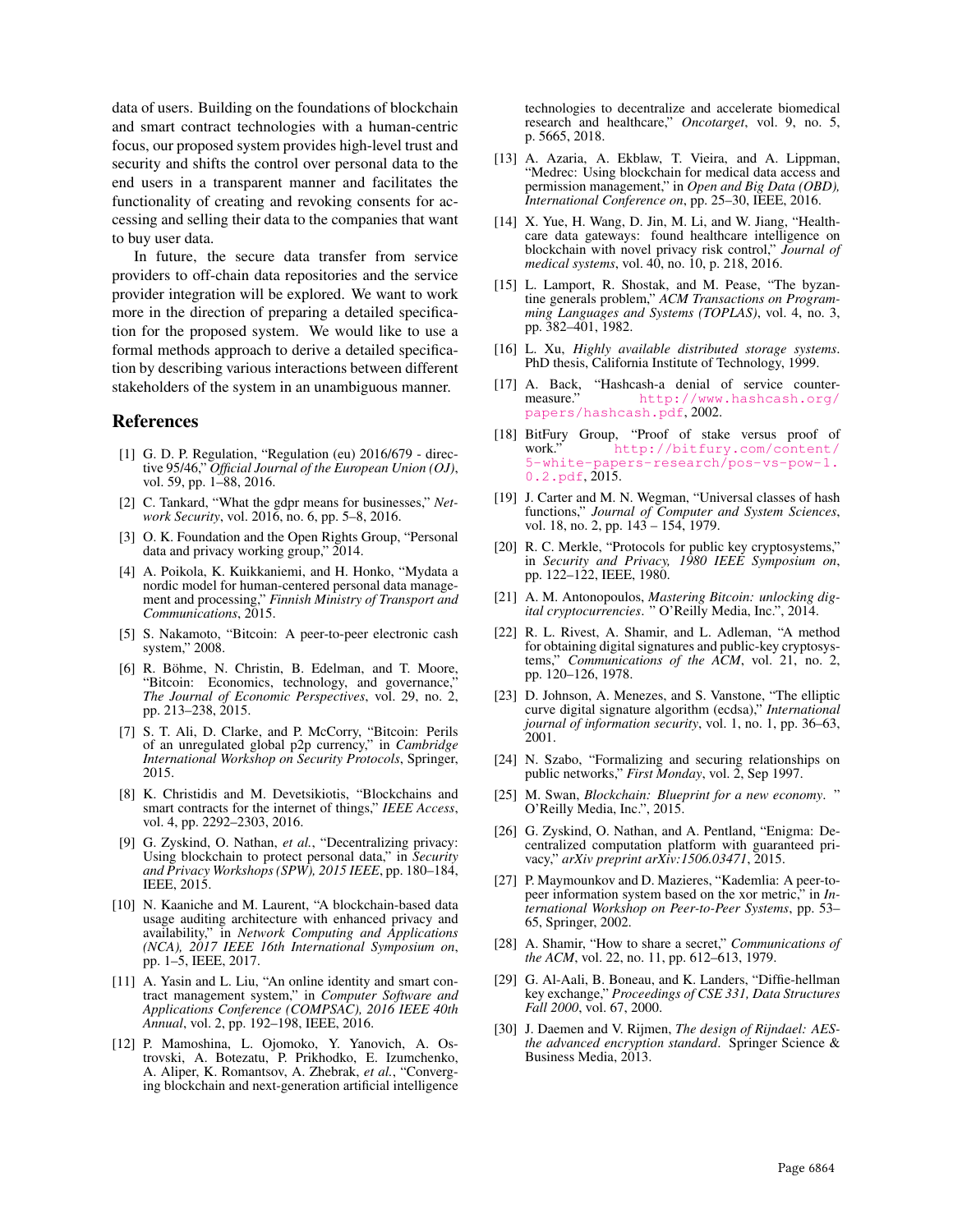data of users. Building on the foundations of blockchain and smart contract technologies with a human-centric focus, our proposed system provides high-level trust and security and shifts the control over personal data to the end users in a transparent manner and facilitates the functionality of creating and revoking consents for accessing and selling their data to the companies that want to buy user data.

In future, the secure data transfer from service providers to off-chain data repositories and the service provider integration will be explored. We want to work more in the direction of preparing a detailed specification for the proposed system. We would like to use a formal methods approach to derive a detailed specification by describing various interactions between different stakeholders of the system in an unambiguous manner.

## References

[1] G. D. P. Regulation, "Regulation (eu) 2016/679 - directive 95/46," *Official Journal of the European Union (OJ)*, vol. 59, pp. 1–88, 2016.

[2] C. Tankard, "What the gdpr means for businesses," *Network Security*, vol. 2016, no. 6, pp. 5–8, 2016.

[3] O. K. Foundation and the Open Rights Group, "Personal data and privacy working group," 2014.

[4] A. Poikola, K. Kuikkaniemi, and H. Honko, "Mydata a nordic model for human-centered personal data management and processing," *Finnish Ministry of Transport and Communications*, 2015.

[5] S. Nakamoto, "Bitcoin: A peer-to-peer electronic cash system," 2008.

[6] R. Böhme, N. Christin, B. Edelman, and T. Moore, "Bitcoin: Economics, technology, and governance," *The Journal of Economic Perspectives*, vol. 29, no. 2, pp. 213–238, 2015.

[7] S. T. Ali, D. Clarke, and P. McCorry, "Bitcoin: Perils of an unregulated global p2p currency," in *Cambridge International Workshop on Security Protocols*, Springer, 2015.

[8] K. Christidis and M. Devetsikiotis, "Blockchains and smart contracts for the internet of things," *IEEE Access*, vol. 4, pp. 2292–2303, 2016.

[9] G. Zyskind, O. Nathan, *et al.*, "Decentralizing privacy: Using blockchain to protect personal data," in *Security and Privacy Workshops (SPW), 2015 IEEE*, pp. 180–184, IEEE, 2015.

[10] N. Kaaniche and M. Laurent, "A blockchain-based data usage auditing architecture with enhanced privacy and availability," in *Network Computing and Applications (NCA), 2017 IEEE 16th International Symposium on*, pp. 1–5, IEEE, 2017.

[11] A. Yasin and L. Liu, "An online identity and smart contract management system," in *Computer Software and Applications Conference (COMPSAC), 2016 IEEE 40th Annual*, vol. 2, pp. 192–198, IEEE, 2016.

[12] P. Mamoshina, L. Ojomoko, Y. Yanovich, A. Ostrovski, A. Botezatu, P. Prikhodko, E. Izumchenko, A. Aliper, K. Romantsov, A. Zhebrak, *et al.*, "Converging blockchain and next-generation artificial intelligence technologies to decentralize and accelerate biomedical research and healthcare," *Oncotarget*, vol. 9, no. 5, p. 5665, 2018.

[13] A. Azaria, A. Ekblaw, T. Vieira, and A. Lippman, "Medrec: Using blockchain for medical data access and permission management," in *Open and Big Data (OBD), International Conference on*, pp. 25–30, IEEE, 2016.

[14] X. Yue, H. Wang, D. Jin, M. Li, and W. Jiang, "Healthcare data gateways: found healthcare intelligence on blockchain with novel privacy risk control," *Journal of medical systems*, vol. 40, no. 10, p. 218, 2016.

[15] L. Lamport, R. Shostak, and M. Pease, "The byzantine generals problem," *ACM Transactions on Programming Languages and Systems (TOPLAS)*, vol. 4, no. 3, pp. 382–401, 1982.

[16] L. Xu, *Highly available distributed storage systems*. PhD thesis, California Institute of Technology, 1999.

[17] A. Back, "Hashcash-a denial of service counter-measure." http://www.hashcash.org/papers/hashcash.pdf, 2002.

[18] BitFury Group, "Proof of stake versus proof of work." http://bitfury.com/content/5-white-papers-research/pos-vs-pow-1.0.2.pdf, 2015.

[19] J. Carter and M. N. Wegman, "Universal classes of hash functions," *Journal of Computer and System Sciences*, vol. 18, no. 2, pp. 143 – 154, 1979.

[20] R. C. Merkle, "Protocols for public key cryptosystems," in *Security and Privacy, 1980 IEEE Symposium on*, pp. 122–122, IEEE, 1980.

[21] A. M. Antonopoulos, *Mastering Bitcoin: unlocking digital cryptocurrencies*. " O'Reilly Media, Inc.", 2014.

[22] R. L. Rivest, A. Shamir, and L. Adleman, "A method for obtaining digital signatures and public-key cryptosystems," *Communications of the ACM*, vol. 21, no. 2, pp. 120–126, 1978.

[23] D. Johnson, A. Menezes, and S. Vanstone, "The elliptic curve digital signature algorithm (ecdsa)," *International journal of information security*, vol. 1, no. 1, pp. 36–63, 2001.

[24] N. Szabo, "Formalizing and securing relationships on public networks," *First Monday*, vol. 2, Sep 1997.

[25] M. Swan, *Blockchain: Blueprint for a new economy*. " O'Reilly Media, Inc.", 2015.

[26] G. Zyskind, O. Nathan, and A. Pentland, "Enigma: Decentralized computation platform with guaranteed privacy," *arXiv preprint arXiv:1506.03471*, 2015.

[27] P. Maymounkov and D. Mazieres, "Kademlia: A peer-to-peer information system based on the xor metric," in *International Workshop on Peer-to-Peer Systems*, pp. 53–65, Springer, 2002.

[28] A. Shamir, "How to share a secret," *Communications of the ACM*, vol. 22, no. 11, pp. 612–613, 1979.

[29] G. Al-Aali, B. Boneau, and K. Landers, "Diffie-hellman key exchange," *Proceedings of CSE 331, Data Structures Fall 2000*, vol. 67, 2000.

[30] J. Daemen and V. Rijmen, *The design of Rijndael: AES-the advanced encryption standard*. Springer Science & Business Media, 2013.